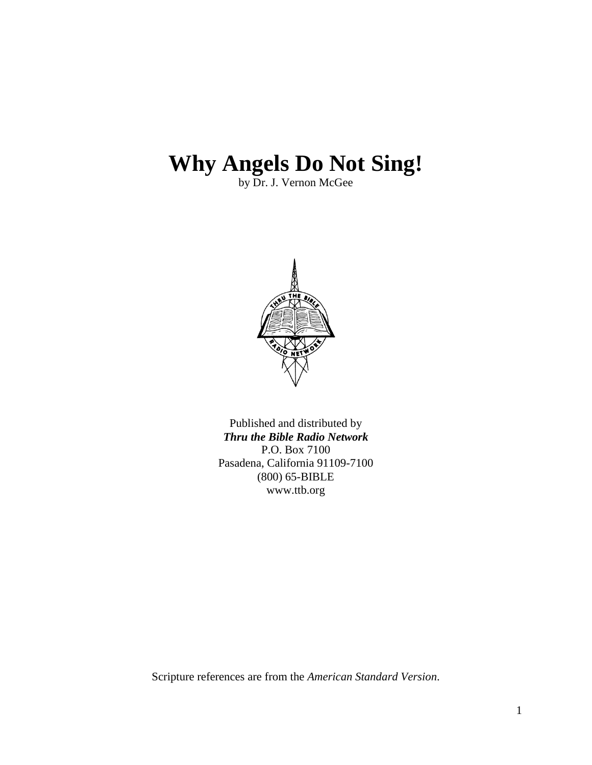# Why Angels Do Not Sing!

by Dr. J. Vernon McGee

Published and distributed by
***Thru the Bible Radio Network***
P.O. Box 7100
Pasadena, California 91109-7100
(800) 65-BIBLE
www.ttb.org

Scripture references are from the *American Standard Version*.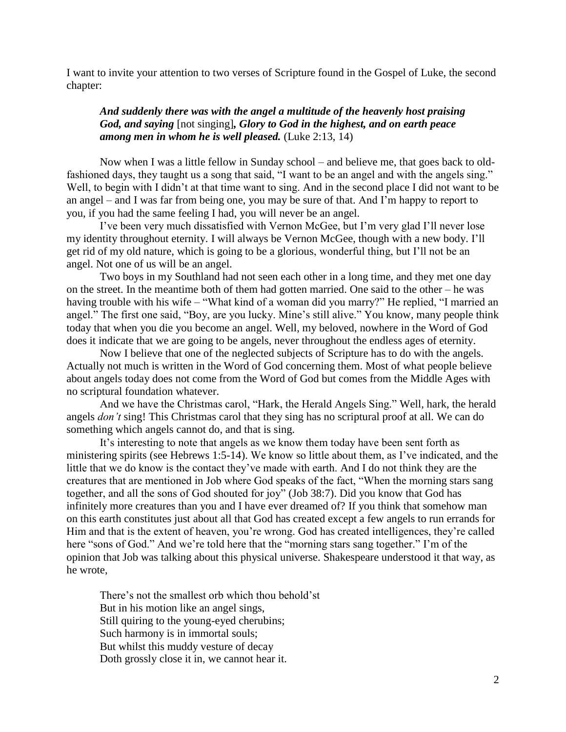I want to invite your attention to two verses of Scripture found in the Gospel of Luke, the second chapter:

> ***And suddenly there was with the angel a multitude of the heavenly host praising God, and saying*** [not singing]***, Glory to God in the highest, and on earth peace among men in whom he is well pleased.*** (Luke 2:13, 14)

Now when I was a little fellow in Sunday school – and believe me, that goes back to old-fashioned days, they taught us a song that said, "I want to be an angel and with the angels sing." Well, to begin with I didn't at that time want to sing. And in the second place I did not want to be an angel – and I was far from being one, you may be sure of that. And I'm happy to report to you, if you had the same feeling I had, you will never be an angel.

I've been very much dissatisfied with Vernon McGee, but I'm very glad I'll never lose my identity throughout eternity. I will always be Vernon McGee, though with a new body. I'll get rid of my old nature, which is going to be a glorious, wonderful thing, but I'll not be an angel. Not one of us will be an angel.

Two boys in my Southland had not seen each other in a long time, and they met one day on the street. In the meantime both of them had gotten married. One said to the other – he was having trouble with his wife – "What kind of a woman did you marry?" He replied, "I married an angel." The first one said, "Boy, are you lucky. Mine's still alive." You know, many people think today that when you die you become an angel. Well, my beloved, nowhere in the Word of God does it indicate that we are going to be angels, never throughout the endless ages of eternity.

Now I believe that one of the neglected subjects of Scripture has to do with the angels. Actually not much is written in the Word of God concerning them. Most of what people believe about angels today does not come from the Word of God but comes from the Middle Ages with no scriptural foundation whatever.

And we have the Christmas carol, "Hark, the Herald Angels Sing." Well, hark, the herald angels *don't* sing! This Christmas carol that they sing has no scriptural proof at all. We can do something which angels cannot do, and that is sing.

It's interesting to note that angels as we know them today have been sent forth as ministering spirits (see Hebrews 1:5-14). We know so little about them, as I've indicated, and the little that we do know is the contact they've made with earth. And I do not think they are the creatures that are mentioned in Job where God speaks of the fact, "When the morning stars sang together, and all the sons of God shouted for joy" (Job 38:7). Did you know that God has infinitely more creatures than you and I have ever dreamed of? If you think that somehow man on this earth constitutes just about all that God has created except a few angels to run errands for Him and that is the extent of heaven, you're wrong. God has created intelligences, they're called here "sons of God." And we're told here that the "morning stars sang together." I'm of the opinion that Job was talking about this physical universe. Shakespeare understood it that way, as he wrote,

> There's not the smallest orb which thou behold'st
> But in his motion like an angel sings,
> Still quiring to the young-eyed cherubins;
> Such harmony is in immortal souls;
> But whilst this muddy vesture of decay
> Doth grossly close it in, we cannot hear it.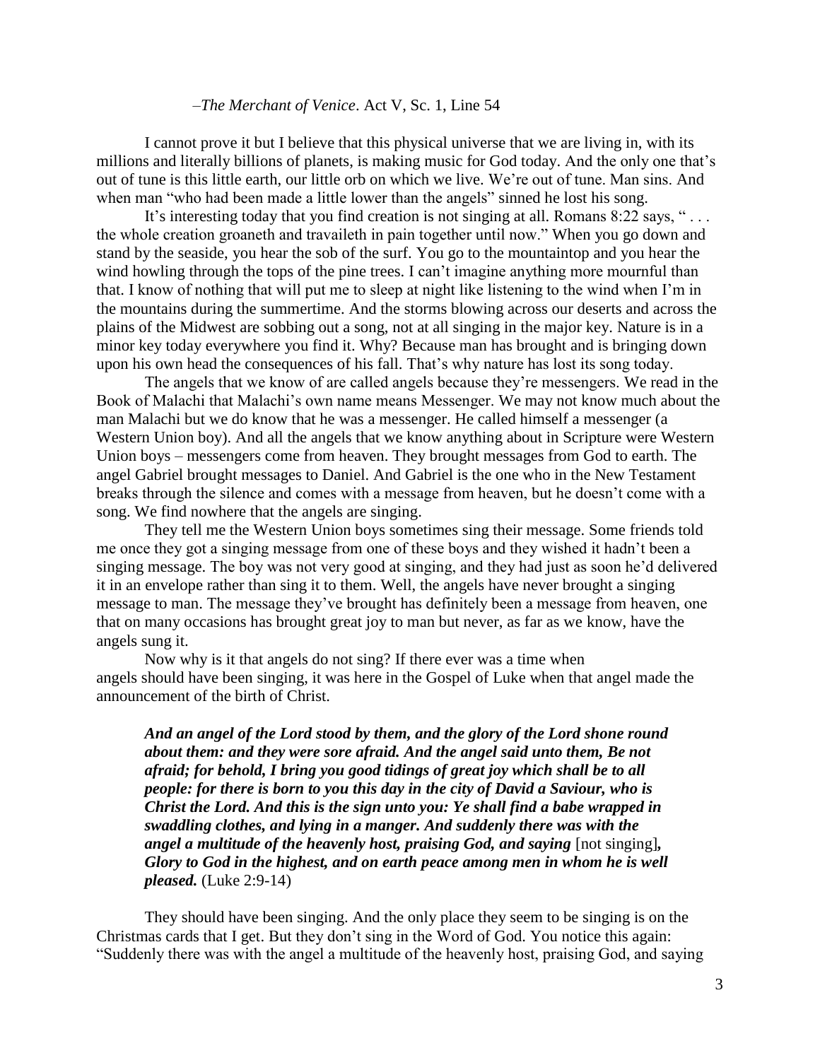–*The Merchant of Venice*. Act V, Sc. 1, Line 54

I cannot prove it but I believe that this physical universe that we are living in, with its millions and literally billions of planets, is making music for God today. And the only one that's out of tune is this little earth, our little orb on which we live. We're out of tune. Man sins. And when man "who had been made a little lower than the angels" sinned he lost his song.

It's interesting today that you find creation is not singing at all. Romans 8:22 says, " . . . the whole creation groaneth and travaileth in pain together until now." When you go down and stand by the seaside, you hear the sob of the surf. You go to the mountaintop and you hear the wind howling through the tops of the pine trees. I can't imagine anything more mournful than that. I know of nothing that will put me to sleep at night like listening to the wind when I'm in the mountains during the summertime. And the storms blowing across our deserts and across the plains of the Midwest are sobbing out a song, not at all singing in the major key. Nature is in a minor key today everywhere you find it. Why? Because man has brought and is bringing down upon his own head the consequences of his fall. That's why nature has lost its song today.

The angels that we know of are called angels because they're messengers. We read in the Book of Malachi that Malachi's own name means Messenger. We may not know much about the man Malachi but we do know that he was a messenger. He called himself a messenger (a Western Union boy). And all the angels that we know anything about in Scripture were Western Union boys – messengers come from heaven. They brought messages from God to earth. The angel Gabriel brought messages to Daniel. And Gabriel is the one who in the New Testament breaks through the silence and comes with a message from heaven, but he doesn't come with a song. We find nowhere that the angels are singing.

They tell me the Western Union boys sometimes sing their message. Some friends told me once they got a singing message from one of these boys and they wished it hadn't been a singing message. The boy was not very good at singing, and they had just as soon he'd delivered it in an envelope rather than sing it to them. Well, the angels have never brought a singing message to man. The message they've brought has definitely been a message from heaven, one that on many occasions has brought great joy to man but never, as far as we know, have the angels sung it.

Now why is it that angels do not sing? If there ever was a time when angels should have been singing, it was here in the Gospel of Luke when that angel made the announcement of the birth of Christ.

> ***And an angel of the Lord stood by them, and the glory of the Lord shone round about them: and they were sore afraid. And the angel said unto them, Be not afraid; for behold, I bring you good tidings of great joy which shall be to all people: for there is born to you this day in the city of David a Saviour, who is Christ the Lord. And this is the sign unto you: Ye shall find a babe wrapped in swaddling clothes, and lying in a manger. And suddenly there was with the angel a multitude of the heavenly host, praising God, and saying*** [not singing]***, Glory to God in the highest, and on earth peace among men in whom he is well pleased.*** (Luke 2:9-14)

They should have been singing. And the only place they seem to be singing is on the Christmas cards that I get. But they don't sing in the Word of God. You notice this again: "Suddenly there was with the angel a multitude of the heavenly host, praising God, and saying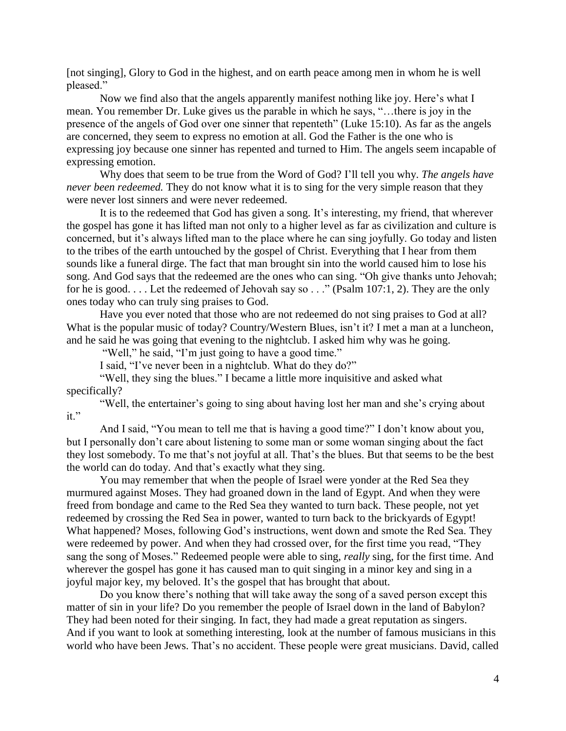[not singing], Glory to God in the highest, and on earth peace among men in whom he is well pleased."

Now we find also that the angels apparently manifest nothing like joy. Here's what I mean. You remember Dr. Luke gives us the parable in which he says, "…there is joy in the presence of the angels of God over one sinner that repenteth" (Luke 15:10). As far as the angels are concerned, they seem to express no emotion at all. God the Father is the one who is expressing joy because one sinner has repented and turned to Him. The angels seem incapable of expressing emotion.

Why does that seem to be true from the Word of God? I'll tell you why. *The angels have never been redeemed.* They do not know what it is to sing for the very simple reason that they were never lost sinners and were never redeemed.

It is to the redeemed that God has given a song. It's interesting, my friend, that wherever the gospel has gone it has lifted man not only to a higher level as far as civilization and culture is concerned, but it's always lifted man to the place where he can sing joyfully. Go today and listen to the tribes of the earth untouched by the gospel of Christ. Everything that I hear from them sounds like a funeral dirge. The fact that man brought sin into the world caused him to lose his song. And God says that the redeemed are the ones who can sing. "Oh give thanks unto Jehovah; for he is good. . . . Let the redeemed of Jehovah say so . . ." (Psalm 107:1, 2). They are the only ones today who can truly sing praises to God.

Have you ever noted that those who are not redeemed do not sing praises to God at all? What is the popular music of today? Country/Western Blues, isn't it? I met a man at a luncheon, and he said he was going that evening to the nightclub. I asked him why was he going.

"Well," he said, "I'm just going to have a good time."

I said, "I've never been in a nightclub. What do they do?"

"Well, they sing the blues." I became a little more inquisitive and asked what specifically?

"Well, the entertainer's going to sing about having lost her man and she's crying about it."

And I said, "You mean to tell me that is having a good time?" I don't know about you, but I personally don't care about listening to some man or some woman singing about the fact they lost somebody. To me that's not joyful at all. That's the blues. But that seems to be the best the world can do today. And that's exactly what they sing.

You may remember that when the people of Israel were yonder at the Red Sea they murmured against Moses. They had groaned down in the land of Egypt. And when they were freed from bondage and came to the Red Sea they wanted to turn back. These people, not yet redeemed by crossing the Red Sea in power, wanted to turn back to the brickyards of Egypt! What happened? Moses, following God's instructions, went down and smote the Red Sea. They were redeemed by power. And when they had crossed over, for the first time you read, "They sang the song of Moses." Redeemed people were able to sing, *really* sing, for the first time. And wherever the gospel has gone it has caused man to quit singing in a minor key and sing in a joyful major key, my beloved. It's the gospel that has brought that about.

Do you know there's nothing that will take away the song of a saved person except this matter of sin in your life? Do you remember the people of Israel down in the land of Babylon? They had been noted for their singing. In fact, they had made a great reputation as singers. And if you want to look at something interesting, look at the number of famous musicians in this world who have been Jews. That's no accident. These people were great musicians. David, called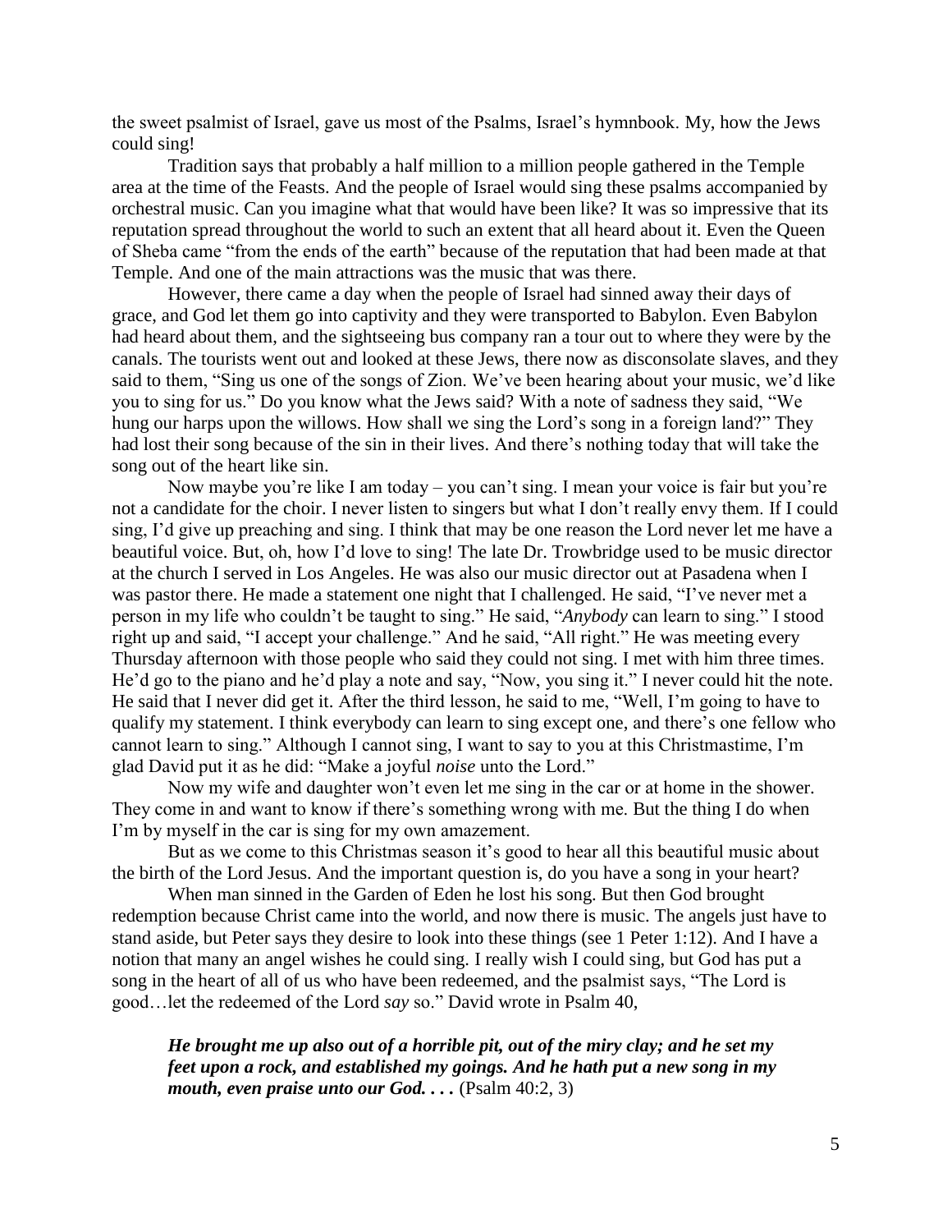the sweet psalmist of Israel, gave us most of the Psalms, Israel's hymnbook. My, how the Jews could sing!

Tradition says that probably a half million to a million people gathered in the Temple area at the time of the Feasts. And the people of Israel would sing these psalms accompanied by orchestral music. Can you imagine what that would have been like? It was so impressive that its reputation spread throughout the world to such an extent that all heard about it. Even the Queen of Sheba came "from the ends of the earth" because of the reputation that had been made at that Temple. And one of the main attractions was the music that was there.

However, there came a day when the people of Israel had sinned away their days of grace, and God let them go into captivity and they were transported to Babylon. Even Babylon had heard about them, and the sightseeing bus company ran a tour out to where they were by the canals. The tourists went out and looked at these Jews, there now as disconsolate slaves, and they said to them, "Sing us one of the songs of Zion. We've been hearing about your music, we'd like you to sing for us." Do you know what the Jews said? With a note of sadness they said, "We hung our harps upon the willows. How shall we sing the Lord's song in a foreign land?" They had lost their song because of the sin in their lives. And there's nothing today that will take the song out of the heart like sin.

Now maybe you're like I am today – you can't sing. I mean your voice is fair but you're not a candidate for the choir. I never listen to singers but what I don't really envy them. If I could sing, I'd give up preaching and sing. I think that may be one reason the Lord never let me have a beautiful voice. But, oh, how I'd love to sing! The late Dr. Trowbridge used to be music director at the church I served in Los Angeles. He was also our music director out at Pasadena when I was pastor there. He made a statement one night that I challenged. He said, "I've never met a person in my life who couldn't be taught to sing." He said, "*Anybody* can learn to sing." I stood right up and said, "I accept your challenge." And he said, "All right." He was meeting every Thursday afternoon with those people who said they could not sing. I met with him three times. He'd go to the piano and he'd play a note and say, "Now, you sing it." I never could hit the note. He said that I never did get it. After the third lesson, he said to me, "Well, I'm going to have to qualify my statement. I think everybody can learn to sing except one, and there's one fellow who cannot learn to sing." Although I cannot sing, I want to say to you at this Christmastime, I'm glad David put it as he did: "Make a joyful *noise* unto the Lord."

Now my wife and daughter won't even let me sing in the car or at home in the shower. They come in and want to know if there's something wrong with me. But the thing I do when I'm by myself in the car is sing for my own amazement.

But as we come to this Christmas season it's good to hear all this beautiful music about the birth of the Lord Jesus. And the important question is, do you have a song in your heart?

When man sinned in the Garden of Eden he lost his song. But then God brought redemption because Christ came into the world, and now there is music. The angels just have to stand aside, but Peter says they desire to look into these things (see 1 Peter 1:12). And I have a notion that many an angel wishes he could sing. I really wish I could sing, but God has put a song in the heart of all of us who have been redeemed, and the psalmist says, "The Lord is good…let the redeemed of the Lord *say* so." David wrote in Psalm 40,

> ***He brought me up also out of a horrible pit, out of the miry clay; and he set my feet upon a rock, and established my goings. And he hath put a new song in my mouth, even praise unto our God. . . .*** (Psalm 40:2, 3)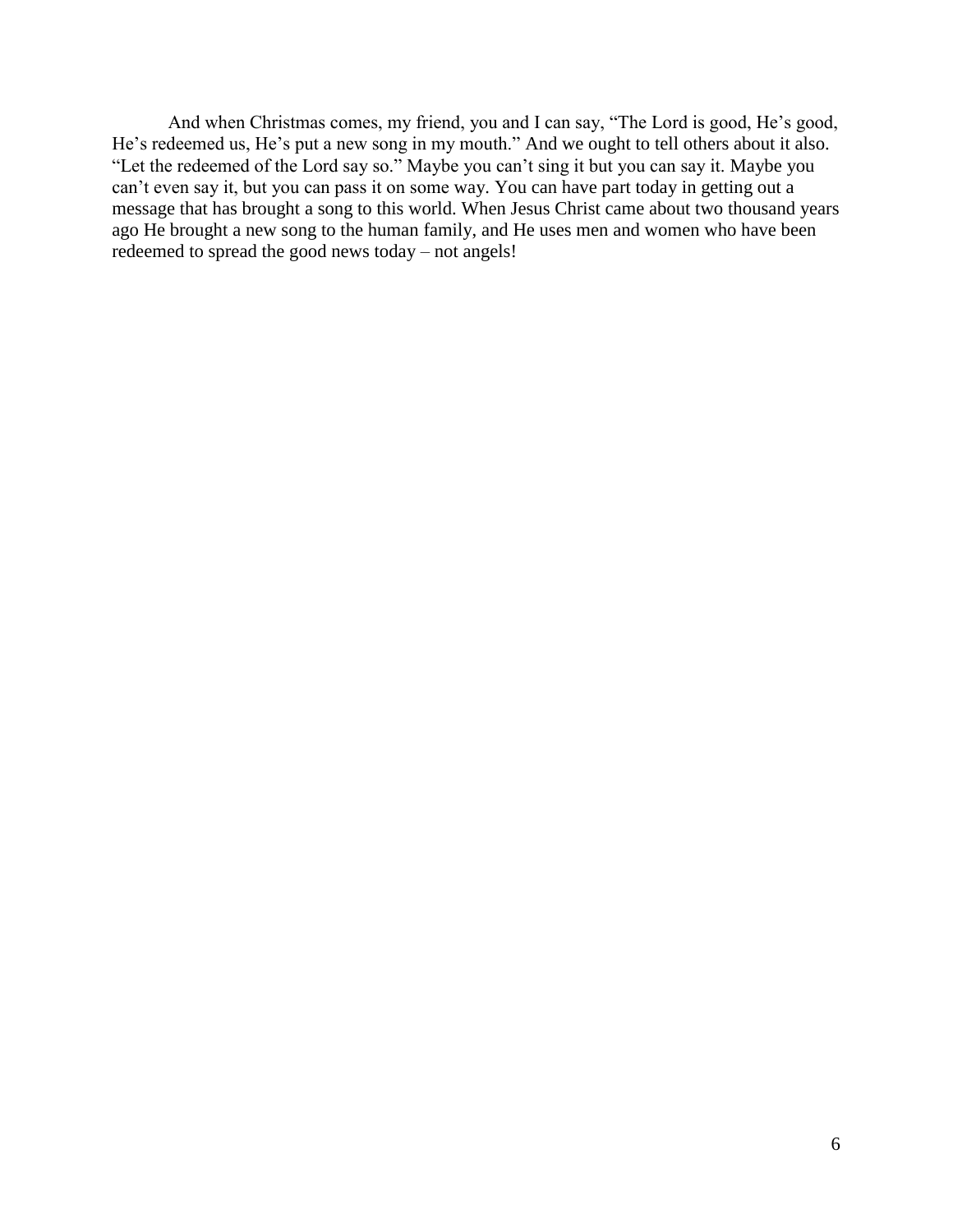And when Christmas comes, my friend, you and I can say, “The Lord is good, He’s good, He’s redeemed us, He’s put a new song in my mouth.” And we ought to tell others about it also. “Let the redeemed of the Lord say so.” Maybe you can’t sing it but you can say it. Maybe you can’t even say it, but you can pass it on some way. You can have part today in getting out a message that has brought a song to this world. When Jesus Christ came about two thousand years ago He brought a new song to the human family, and He uses men and women who have been redeemed to spread the good news today – not angels!